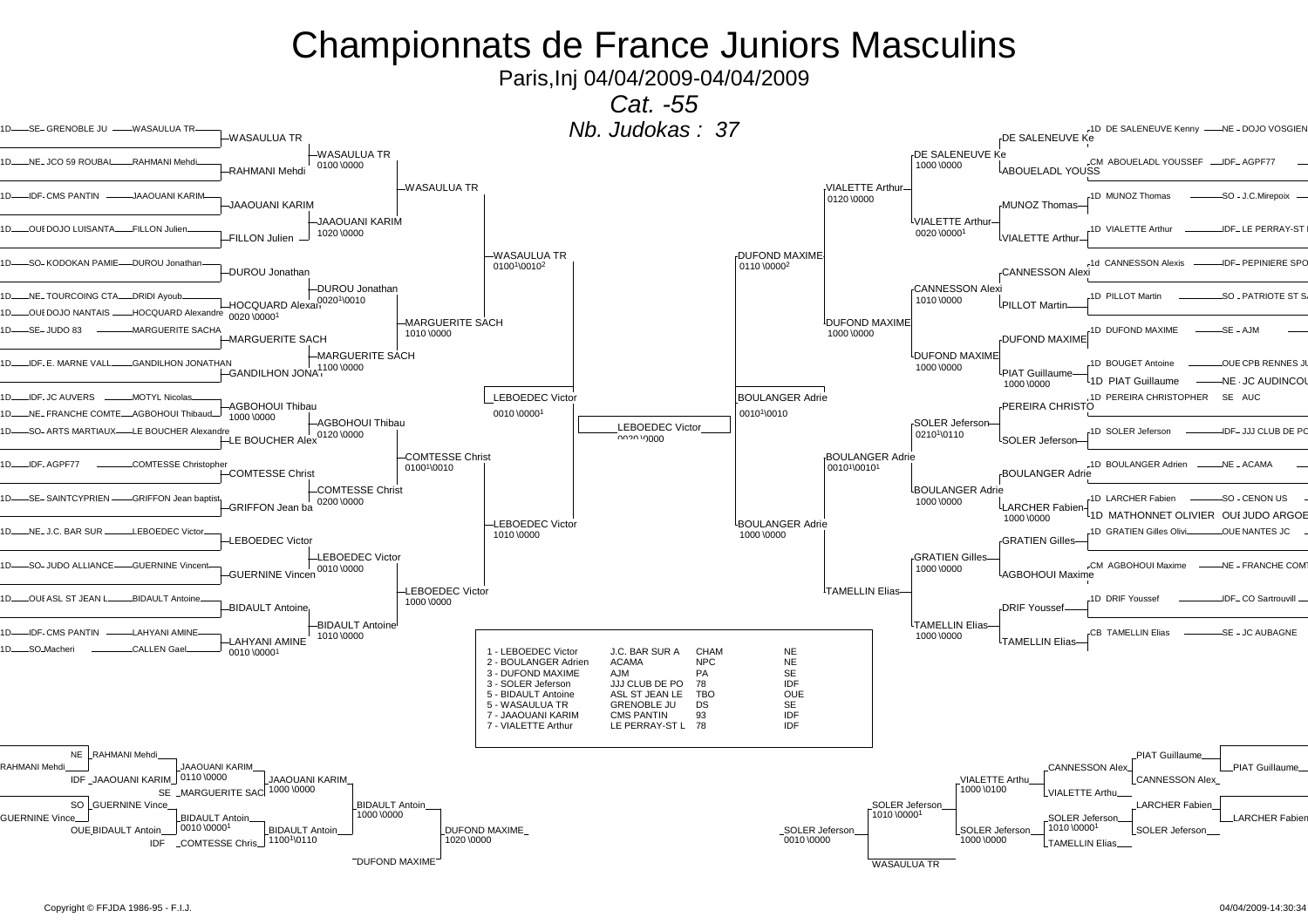# Championnats de France Juniors Masculins

Paris,Inj 04/04/2009-04/04/2009

*Cat. -55*

*Nb. Judokas : 37*

## Tableau gauche

| Grade | Ligue | Club | Nom |
|---|---|---|---|
| 1D | SE | GRENOBLE JU | WASAULUA TR |
| 1D | NE | JCO 59 ROUBAI | RAHMANI Mehdi |
| 1D | IDF | CMS PANTIN | JAAOUANI KARIM |
| 1D | OUE | DOJO LUISANTA | FILLON Julien |
| 1D | SO | KODOKAN PAMIE | DUROU Jonathan |
| 1D | NE | TOURCOING CTA | DRIDI Ayoub |
| 1D | OUE | DOJO NANTAIS | HOCQUARD Alexandre |
| 1D | SE | JUDO 83 | MARGUERITE SACHA |
| 1D | IDF | E. MARNE VALL | GANDILHON JONATHAN |
| 1D | IDF | JC AUVERS | MOTYL Nicolas |
| 1D | NE | FRANCHE COMTE | AGBOHOUI Thibaud |
| 1D | SO | ARTS MARTIAUX | LE BOUCHER Alexandre |
| 1D | IDF | AGPF77 | COMTESSE Christopher |
| 1D | SE | SAINTCYPRIEN | GRIFFON Jean baptist |
| 1D | NE | J.C. BAR SUR | LEBOEDEC Victor |
| 1D | SO | JUDO ALLIANCE | GUERNINE Vincent |
| 1D | OUE | ASL ST JEAN L | BIDAULT Antoine |
| 1D | IDF | CMS PANTIN | LAHYANI AMINE |
| 1D | SO | Macheri | CALLEN Gael |

Tour 1 : WASAULUA TR ; RAHMANI Mehdi ; JAAOUANI KARIM ; FILLON Julien ; DUROU Jonathan ; HOCQUARD Alexan (0020 \0000[1]) ; MARGUERITE SACH ; GANDILHON JONAT ; AGBOHOUI Thibau (1000 \0000) ; LE BOUCHER Alex ; COMTESSE Christ ; GRIFFON Jean ba ; LEBOEDEC Victor ; GUERNINE Vincen ; BIDAULT Antoine ; LAHYANI AMINE (0010 \0000[1])

Tour 2 : WASAULUA TR (0100 \0000) ; JAAOUANI KARIM (1020 \0000) ; DUROU Jonathan (0020[1]\0010) ; MARGUERITE SACH (1100 \0000) ; AGBOHOUI Thibau (0120 \0000) ; COMTESSE Christ (0200 \0000) ; LEBOEDEC Victor (0010 \0000) ; BIDAULT Antoine (1010 \0000)

Tour 3 : WASAULUA TR ; MARGUERITE SACH (1010 \0000) ; COMTESSE Christ (0100[1]\0010) ; LEBOEDEC Victor (1000 \0000)

Demi-tableau : WASAULUA TR (0100[1]\0010[2]) ; LEBOEDEC Victor (1010 \0000)

Finale de poule : LEBOEDEC Victor (0010 \0000[1])

## Finale

LEBOEDEC Victor (0020 \0000)

## Tableau droit

| Grade | Nom | Ligue | Club |
|---|---|---|---|
| 1D | DE SALENEUVE Kenny | NE | DOJO VOSGIEN |
| CM | ABOUELADL YOUSSEF | IDF | AGPF77 |
| 1D | MUNOZ Thomas | SO | J.C.Mirepoix |
| 1D | VIALETTE Arthur | IDF | LE PERRAY-ST L |
| 1d | CANNESSON Alexis | IDF | PEPINIERE SPO |
| 1D | PILLOT Martin | SO | PATRIOTE ST S |
| 1D | DUFOND MAXIME | SE | AJM |
| 1D | BOUGET Antoine | OUE | CPB RENNES JU |
| 1D | PIAT Guillaume | NE | JC AUDINCOU |
| 1D | PEREIRA CHRISTOPHER | SE | AUC |
| 1D | SOLER Jeferson | IDF | JJJ CLUB DE PO |
| 1D | BOULANGER Adrien | NE | ACAMA |
| 1D | LARCHER Fabien | SO | CENON US |
| 1D | MATHONNET OLIVIER | OUE | JUDO ARGOE |
| 1D | GRATIEN Gilles Olivi | OUE | NANTES JC |
| CM | AGBOHOUI Maxime | NE | FRANCHE COMT |
| 1D | DRIF Youssef | IDF | CO Sartrouvill |
| CB | TAMELLIN Elias | SE | JC AUBAGNE |

Tour 1 : DE SALENEUVE Ke ; ABOUELADL YOUSS ; MUNOZ Thomas ; VIALETTE Arthur ; CANNESSON Alexi ; PILLOT Martin ; DUFOND MAXIME ; PIAT Guillaume (1000 \0000) ; PEREIRA CHRISTO ; SOLER Jeferson ; BOULANGER Adrie ; LARCHER Fabien (1000 \0000) ; GRATIEN Gilles ; AGBOHOUI Maxime ; DRIF Youssef ; TAMELLIN Elias

Tour 2 : DE SALENEUVE Ke (1000 \0000) ; VIALETTE Arthur (0020 \0000[1]) ; CANNESSON Alexi (1010 \0000) ; DUFOND MAXIME (1000 \0000) ; SOLER Jeferson (0210[1]\0110) ; BOULANGER Adrie (1000 \0000) ; GRATIEN Gilles (1000 \0000) ; TAMELLIN Elias (1000 \0000)

Tour 3 : VIALETTE Arthur (0120 \0000) ; DUFOND MAXIME (1000 \0000) ; BOULANGER Adrie (0010[1]\0010[1]) ; TAMELLIN Elias

Demi-tableau : DUFOND MAXIME (0110 \0000[2]) ; BOULANGER Adrie (1000 \0000)

Finale de poule : BOULANGER Adrie (0010[1]\0010)

## Classement

| Place | Nom | Club | | Ligue |
|---|---|---|---|---|
| 1 | LEBOEDEC Victor | J.C. BAR SUR A | CHAM | NE |
| 2 | BOULANGER Adrien | ACAMA | NPC | NE |
| 3 | DUFOND MAXIME | AJM | PA | SE |
| 3 | SOLER Jeferson | JJJ CLUB DE PO | 78 | IDF |
| 5 | BIDAULT Antoine | ASL ST JEAN LE | TBO | OUE |
| 5 | WASAULUA TR | GRENOBLE JU | DS | SE |
| 7 | JAAOUANI KARIM | CMS PANTIN | 93 | IDF |
| 7 | VIALETTE Arthur | LE PERRAY-ST L | 78 | IDF |

## Repêchages

Côté gauche :
- NE RAHMANI Mehdi / RAHMANI Mehdi — IDF JAAOUANI KARIM → JAAOUANI KARIM (0110 \0000)
- SE MARGUERITE SAC → JAAOUANI KARIM (1000 \0000)
- SO GUERNINE Vince / GUERNINE Vince — OUE BIDAULT Antoin → BIDAULT Antoin (0010 \0000[1])
- IDF COMTESSE Chris → BIDAULT Antoin (1100[1]\0110)
- BIDAULT Antoin (1000 \0000)
- DUFOND MAXIME → DUFOND MAXIME (1020 \0000)

Côté droit :
- PIAT Guillaume → PIAT Guillaume ; CANNESSON Alex
- CANNESSON Alex / VIALETTE Arthu → VIALETTE Arthu (1000 \0100)
- LARCHER Fabien → LARCHER Fabien ; SOLER Jeferson
- SOLER Jeferson / TAMELLIN Elias → SOLER Jeferson (1010 \0000[1]) → SOLER Jeferson (1000 \0000)
- SOLER Jeferson (1010 \0000[1])
- WASAULUA TR → SOLER Jeferson (0010 \0000)

Copyright © FFJDA 1986-95 - F.I.J.

04/04/2009-14:30:34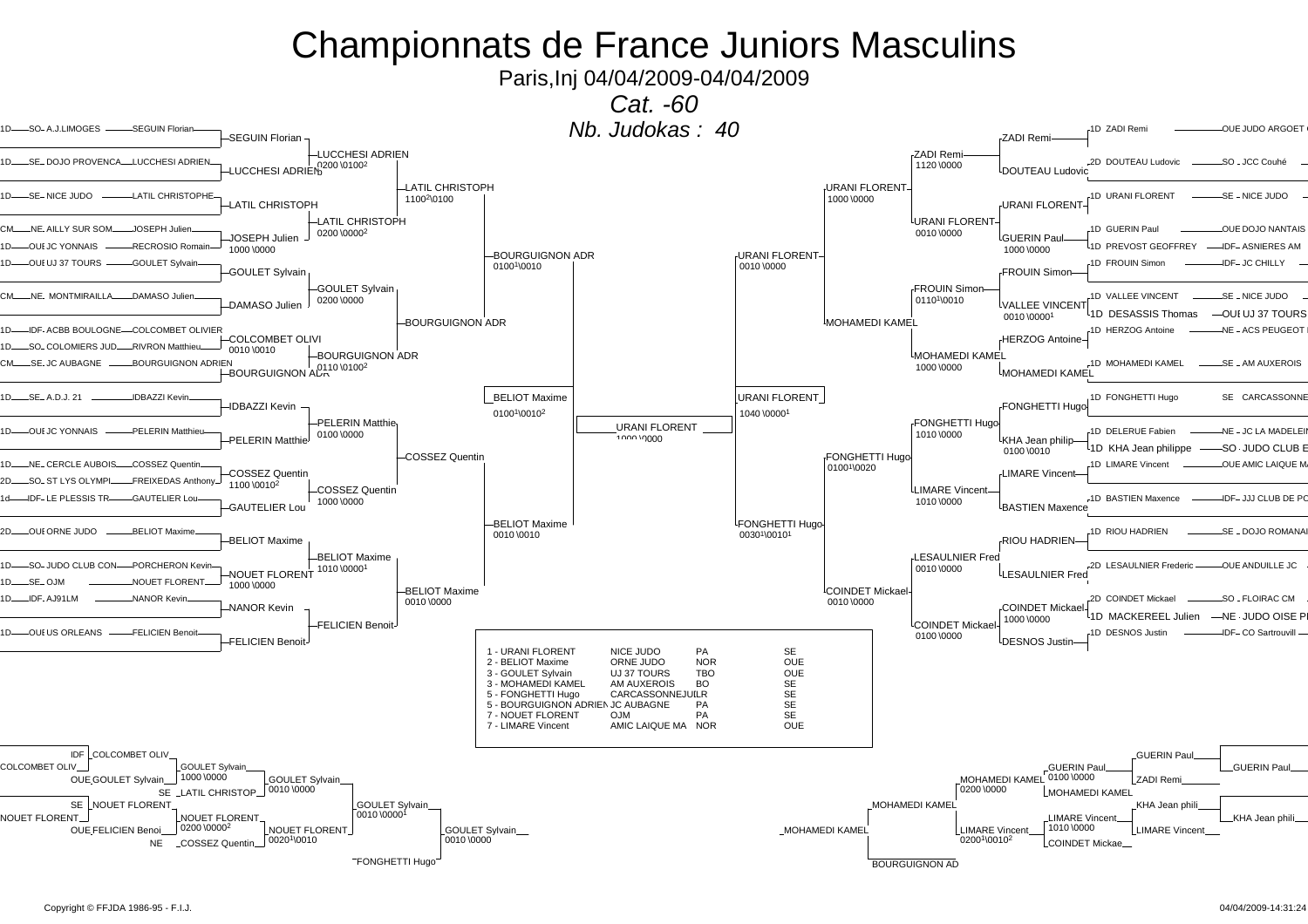# Championnats de France Juniors Masculins

Paris,Inj 04/04/2009-04/04/2009

*Cat. -60*

*Nb. Judokas : 40*

## Tableau gauche

| Grade | Ligue | Club | Judoka |
|---|---|---|---|
| 1D | SO | A.J.LIMOGES | SEGUIN Florian |
| 1D | SE | DOJO PROVENCA | LUCCHESI ADRIEN |
| 1D | SE | NICE JUDO | LATIL CHRISTOPHE |
| CM | NE | AILLY SUR SOM | JOSEPH Julien |
| 1D | OUE | JC YONNAIS | RECROSIO Romain |
| 1D | OUE | UJ 37 TOURS | GOULET Sylvain |
| CM | NE | MONTMIRAILLA | DAMASO Julien |
| 1D | IDF | ACBB BOULOGNE | COLCOMBET OLIVIER |
| 1D | SO | COLOMIERS JUD | RIVRON Matthieu |
| CM | SE | JC AUBAGNE | BOURGUIGNON ADRIEN |
| 1D | SE | A.D.J. 21 | IDBAZZI Kevin |
| 1D | OUE | JC YONNAIS | PELERIN Matthieu |
| 1D | NE | CERCLE AUBOIS | COSSEZ Quentin |
| 2D | SO | ST LYS OLYMPI | FREIXEDAS Anthony |
| 1d | IDF | LE PLESSIS TR | GAUTELIER Lou |
| 2D | OUE | ORNE JUDO | BELIOT Maxime |
| 1D | SO | JUDO CLUB CON | PORCHERON Kevin |
| 1D | SE | OJM | NOUET FLORENT |
| 1D | IDF | AJ91LM | NANOR Kevin |
| 1D | OUE | US ORLEANS | FELICIEN Benoit |

Tour 1 : SEGUIN Florian, LUCCHESI ADRIEN, LATIL CHRISTOPH, JOSEPH Julien (1000 \0000), GOULET Sylvain, DAMASO Julien, COLCOMBET OLIVI (0010 \0010), BOURGUIGNON ADR, IDBAZZI Kevin, PELERIN Matthie, COSSEZ Quentin (1100 \0010²), GAUTELIER Lou, BELIOT Maxime, NOUET FLORENT (1000 \0000), NANOR Kevin, FELICIEN Benoit

Tour 2 : LUCCHESI ADRIEN (0200 \0100²), LATIL CHRISTOPH (0200 \0000²), GOULET Sylvain (0200 \0000), BOURGUIGNON ADR (0110 \0100²), PELERIN Matthie (0100 \0000), COSSEZ Quentin (1000 \0000), BELIOT Maxime (1010 \0000¹), FELICIEN Benoit

Tour 3 : LATIL CHRISTOPH (1100²\0100), BOURGUIGNON ADR, COSSEZ Quentin, BELIOT Maxime (0010 \0000)

Tour 4 : BOURGUIGNON ADR (0100¹\0010), BELIOT Maxime (0010 \0010)

Demi-finale : BELIOT Maxime (0100¹\0010²)

Finale : URANI FLORENT (1000 \0000)

## Tableau droit

| Judoka | Grade | Club | Ligue |
|---|---|---|---|
| ZADI Remi | 1D | JUDO ARGOET | OUE |
| DOUTEAU Ludovic | 2D | JCC Couhé | SO |
| URANI FLORENT | 1D | NICE JUDO | SE |
| GUERIN Paul | 1D | DOJO NANTAIS | OUE |
| PREVOST GEOFFREY | 1D | ASNIERES AM | IDF |
| FROUIN Simon | 1D | JC CHILLY | IDF |
| VALLEE VINCENT | 1D | NICE JUDO | SE |
| DESASSIS Thomas | 1D | UJ 37 TOURS | OUE |
| HERZOG Antoine | 1D | ACS PEUGEOT | NE |
| MOHAMEDI KAMEL | 1D | AM AUXEROIS | SE |
| FONGHETTI Hugo | 1D | CARCASSONNE | SE |
| DELERUE Fabien | 1D | JC LA MADELEI | NE |
| KHA Jean philippe | 1D | JUDO CLUB E | SO |
| LIMARE Vincent | 1D | AMIC LAIQUE M | OUE |
| BASTIEN Maxence | 1D | JJJ CLUB DE PO | IDF |
| RIOU HADRIEN | 1D | DOJO ROMANAI | SE |
| LESAULNIER Frederic | 2D | ANDUILLE JC | OUE |
| COINDET Mickael | 2D | FLOIRAC CM | SO |
| MACKEREEL Julien | 1D | JUDO OISE P | NE |
| DESNOS Justin | 1D | CO Sartrouvill | IDF |

Tour 1 : ZADI Remi, DOUTEAU Ludovic, URANI FLORENT, GUERIN Paul (1000 \0000), FROUIN Simon, VALLEE VINCENT (0010 \0000¹), HERZOG Antoine, MOHAMEDI KAMEL, FONGHETTI Hugo, KHA Jean philippe (0100 \0010), LIMARE Vincent, BASTIEN Maxence, RIOU HADRIEN, LESAULNIER Fred, COINDET Mickael (1000 \0000), DESNOS Justin

Tour 2 : ZADI Remi (1120 \0000), URANI FLORENT (0010 \0000), FROUIN Simon (0110¹\0010), MOHAMEDI KAMEL (1000 \0000), FONGHETTI Hugo (1010 \0000), LIMARE Vincent (1010 \0000), LESAULNIER Fred (0010 \0000), COINDET Mickael (0100 \0000)

Tour 3 : URANI FLORENT (1000 \0000), MOHAMEDI KAMEL, FONGHETTI Hugo (0100¹\0020), COINDET Mickael (0010 \0000)

Tour 4 : URANI FLORENT (0010 \0000), FONGHETTI Hugo (0030¹\0010¹)

Demi-finale : URANI FLORENT (1040 \0000¹)

## Classement

| Place | Judoka | Club | Ligue | |
|---|---|---|---|---|
| 1 | URANI FLORENT | NICE JUDO | PA | SE |
| 2 | BELIOT Maxime | ORNE JUDO | NOR | OUE |
| 3 | GOULET Sylvain | UJ 37 TOURS | TBO | OUE |
| 3 | MOHAMEDI KAMEL | AM AUXEROIS | BO | SE |
| 5 | FONGHETTI Hugo | CARCASSONNEJU | LR | SE |
| 5 | BOURGUIGNON ADRIEN | JC AUBAGNE | PA | SE |
| 7 | NOUET FLORENT | OJM | PA | SE |
| 7 | LIMARE Vincent | AMIC LAIQUE MA | NOR | OUE |

## Repêchages

### Repêchage gauche

- IDF COLCOMBET OLIV / COLCOMBET OLIV ; OUE GOULET Sylvain → GOULET Sylvain (1000 \0000) ; SE LATIL CHRISTOP → GOULET Sylvain (0010 \0000)
- SE NOUET FLORENT / NOUET FLORENT ; OUE FELICIEN Benoi → NOUET FLORENT (0200 \0000²) ; NE COSSEZ Quentin → NOUET FLORENT (0020¹\0010)
- GOULET Sylvain (0010 \0000¹) ; FONGHETTI Hugo → GOULET Sylvain (0010 \0000)

### Repêchage droit

- GUERIN Paul ; ZADI Remi → GUERIN Paul (0100 \0000) ; MOHAMEDI KAMEL → MOHAMEDI KAMEL (0200 \0000)
- KHA Jean phili ; LIMARE Vincent → LIMARE Vincent (1010 \0000) ; COINDET Mickae → LIMARE Vincent (0200¹\0010²)
- MOHAMEDI KAMEL ; BOURGUIGNON AD → MOHAMEDI KAMEL

Copyright © FFJDA 1986-95 - F.I.J.

04/04/2009-14:31:24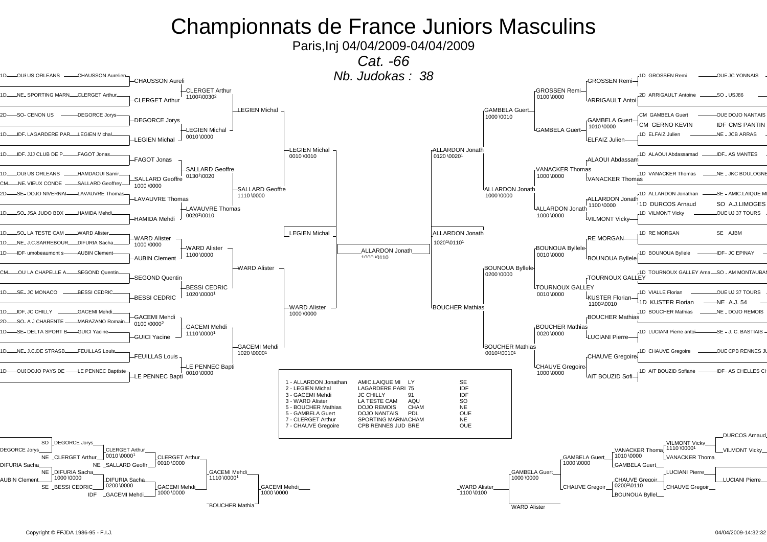# Championnats de France Juniors Masculins

Paris,Inj 04/04/2009-04/04/2009

*Cat. -66*

*Nb. Judokas : 38*

## Tableau principal

### Partie gauche

| Grade | Ligue | Club | Nom |
|---|---|---|---|
| 1D | OUE | US ORLEANS | CHAUSSON Aurelien |
| 1D | NE | SPORTING MARN | CLERGET Arthur |
| 2D | SO | CENON US | DEGORCE Jorys |
| 1D | IDF | LAGARDERE PAR | LEGIEN Michal |
| 1D | IDF | JJJ CLUB DE P | FAGOT Jonas |
| 1D | OUE | US ORLEANS | HAMDAOUI Samir |
| CM | NE | VIEUX CONDE | SALLARD Geoffrey |
| 2D | SE | DOJO NIVERNAI | LAVAUVRE Thomas |
| 1D | SO | JSA JUDO BDX | HAMIDA Mehdi |
| 1D | SO | LA TESTE CAM | WARD Alister |
| 1D | NE | J.C.SARREBOUR | DIFURIA Sacha |
| 1D | IDF | umobeaumont s | AUBIN Clement |
| CM | OUE | LA CHAPELLE A | SEGOND Quentin |
| 1D | SE | JC MONACO | BESSI CEDRIC |
| 1D | IDF | JC CHILLY | GACEMI Mehdi |
| 2D | SO | A J CHARENTE | MARAZANO Romain |
| 1D | SE | DELTA SPORT B | GUICI Yacine |
| 1D | NE | J.C.DE STRASB | FEUILLAS Louis |
| 1D | OUE | DOJO PAYS DE | LE PENNEC Baptiste |

Tour 1 : CHAUSSON Aureli, CLERGET Arthur, DEGORCE Jorys, LEGIEN Michal, FAGOT Jonas, SALLARD Geoffre (1000 \0000), LAVAUVRE Thomas, HAMIDA Mehdi, WARD Alister (1000 \0000), AUBIN Clement, SEGOND Quentin, BESSI CEDRIC, GACEMI Mehdi (0100 \0000²), GUICI Yacine, FEUILLAS Louis, LE PENNEC Bapti

Tour 2 :
- CLERGET Arthur 1100¹\0030²
- LEGIEN Michal 0010 \0000
- SALLARD Geoffre 0130¹\0020
- LAVAUVRE Thomas 0020¹\0010
- WARD Alister 1100 \0000
- BESSI CEDRIC 1020 \0000¹
- GACEMI Mehdi 1110 \0000¹
- LE PENNEC Bapti 0010 \0000

Tour 3 :
- LEGIEN Michal
- SALLARD Geoffre 1110 \0000
- WARD Alister
- GACEMI Mehdi 1020 \0000¹

Quart / Demi :
- LEGIEN Michal 0010 \0010
- WARD Alister 1000 \0000

Demi-finale : LEGIEN Michal

### Finale

ALLARDON Jonath 1000 \0110

### Partie droite

| Grade | Nom | Ligue | Club |
|---|---|---|---|
| 1D | GROSSEN Remi | OUE | JC YONNAIS |
| 2D | ARRIGAULT Antoine | SO | USJ86 |
| CM | GAMBELA Guert | OUE | DOJO NANTAIS |
| CM | GERNO KEVIN | IDF | CMS PANTIN |
| 1D | ELFAIZ Julien | NE | JCB ARRAS |
| 1D | ALAOUI Abdassamad | IDF | AS MANTES |
| 1D | VANACKER Thomas | NE | JKC BOULOGNE |
| 1D | ALLARDON Jonathan | SE | AMIC.LAIQUE MI |
| 1D | DURCOS Arnaud | SO | A.J.LIMOGES |
| 1D | VILMONT Vicky | OUE | UJ 37 TOURS |
| 1D | RE MORGAN | SE | AJBM |
| 1D | BOUNOUA Byllele | IDF | JC EPINAY |
| 1D | TOURNOUX GALLEY Arna | SO | AM MONTAUBAN |
| 1D | VIALLE Florian | OUE | UJ 37 TOURS |
| 1D | KUSTER Florian | NE | A.J. 54 |
| 1D | BOUCHER Mathias | NE | DOJO REMOIS |
| 1D | LUCIANI Pierre antoi | SE | J. C. BASTIAIS |
| 1D | CHAUVE Gregoire | OUE | CPB RENNES JU |
| 1D | AIT BOUZID Sofiane | IDF | AS CHELLES CH |

Tour 1 : GROSSEN Remi, ARRIGAULT Antoi, GAMBELA Guert (1010 \0000), ELFAIZ Julien, ALAOUI Abdassam, VANACKER Thomas, ALLARDON Jonath (1100 \0000), VILMONT Vicky, RE MORGAN, BOUNOUA Byllele, TOURNOUX GALLEY, KUSTER Florian (1100¹\0010), BOUCHER Mathias, LUCIANI Pierre, CHAUVE Gregoire, AIT BOUZID Sofi

Tour 2 :
- GROSSEN Remi 0100 \0000
- GAMBELA Guert
- VANACKER Thomas 1000 \0000
- ALLARDON Jonath 1000 \0000
- BOUNOUA Byllele 0010 \0000
- TOURNOUX GALLEY 0010 \0000
- BOUCHER Mathias 0020 \0000
- CHAUVE Gregoire 1000 \0000

Tour 3 :
- GAMBELA Guert 1000 \0010
- ALLARDON Jonath 1000 \0000
- BOUNOUA Byllele 0200 \0000
- BOUCHER Mathias 0010¹\0010¹

Quart / Demi :
- ALLARDON Jonath 0120 \0020¹
- BOUCHER Mathias

Demi-finale : ALLARDON Jonath 1020¹\0110¹

## Classement

| Place | Nom | Club | Dép. | Ligue |
|---|---|---|---|---|
| 1 | ALLARDON Jonathan | AMIC.LAIQUE MI | LY | SE |
| 2 | LEGIEN Michal | LAGARDERE PARI | 75 | IDF |
| 3 | GACEMI Mehdi | JC CHILLY | 91 | IDF |
| 3 | WARD Alister | LA TESTE CAM | AQU | SO |
| 5 | BOUCHER Mathias | DOJO REMOIS | CHAM | NE |
| 5 | GAMBELA Guert | DOJO NANTAIS | PDL | OUE |
| 7 | CLERGET Arthur | SPORTING MARNA | CHAM | NE |
| 7 | CHAUVE Gregoire | CPB RENNES JUD | BRE | OUE |

## Repêchages

### Côté gauche

- DEGORCE Jorys / SO DEGORCE Jorys / NE CLERGET Arthur → CLERGET Arthur 0010 \0000¹
- NE SALLARD Geoffr → CLERGET Arthur 0010 \0000
- DIFURIA Sacha / NE DIFURIA Sacha 1000 \0000 / AUBIN Clement → DIFURIA Sacha 0200 \0000
- SE BESSI CEDRIC / IDF GACEMI Mehdi → GACEMI Mehdi 1000 \0000
- GACEMI Mehdi 1110 \0000¹
- GACEMI Mehdi 1000 \0000
- BOUCHER Mathia

### Côté droit

- DURCOS Arnaud / VILMONT Vicky 1110 \0000¹ / VANACKER Thoma → VILMONT Vicky
- VANACKER Thoma 1010 \0000 / GAMBELA Guert → GAMBELA Guert 1000 \0000
- LUCIANI Pierre / CHAUVE Gregoir → LUCIANI Pierre
- CHAUVE Gregoir 0200¹\0110 / BOUNOUA Byllel → CHAUVE Gregoir
- GAMBELA Guert 1000 \0000
- WARD Alister 1100 \0100
- WARD Alister

Copyright © FFJDA 1986-95 - F.I.J.

04/04/2009-14:32:32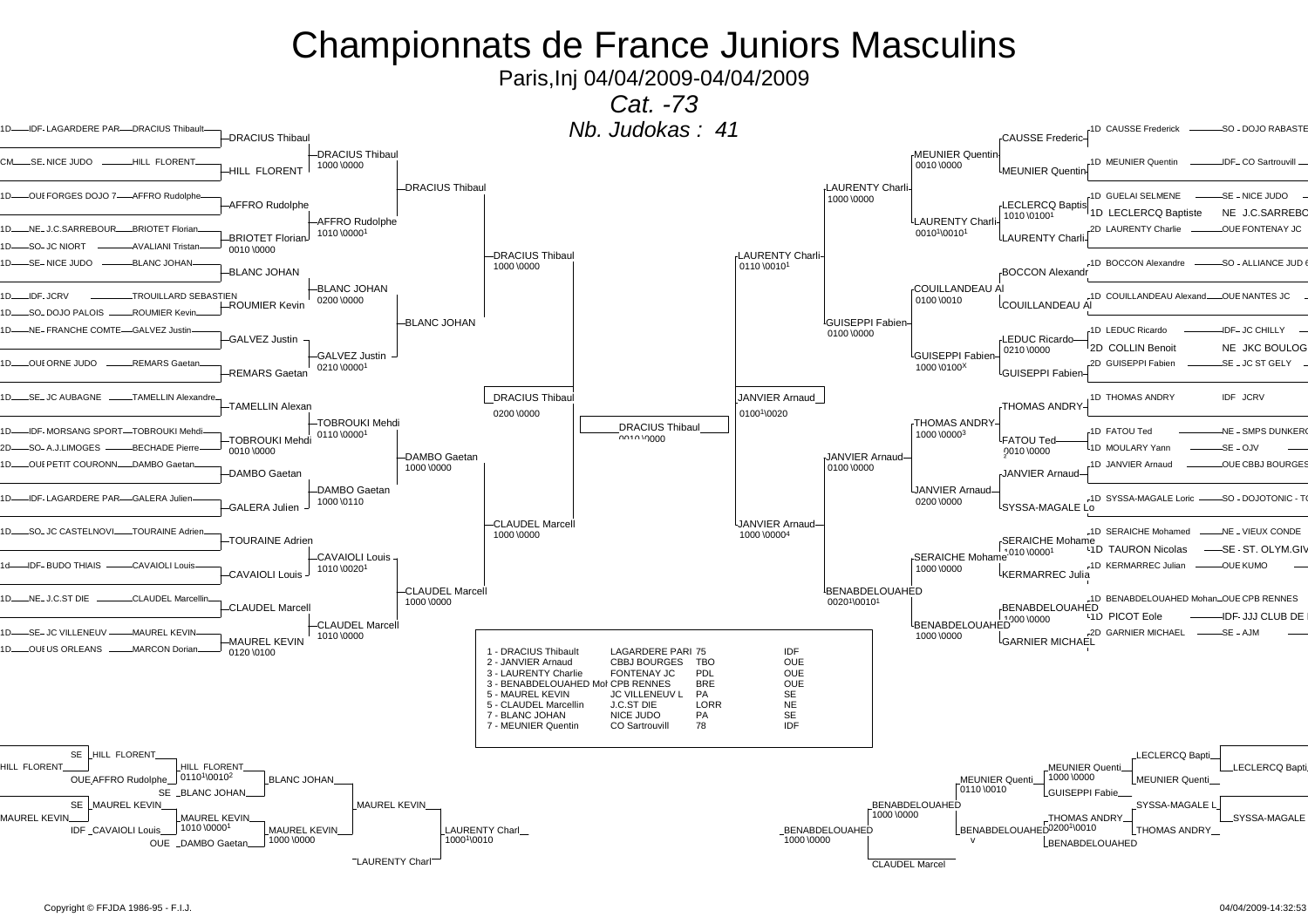# Championnats de France Juniors Masculins

Paris,Inj 04/04/2009-04/04/2009

*Cat. -73*

*Nb. Judokas : 41*

## Tableau A

| Grade | Ligue | Club | Judoka |
|---|---|---|---|
| 1D | IDF | LAGARDERE PAR | DRACIUS Thibault |
| CM | SE | NICE JUDO | HILL FLORENT |
| 1D | OUE | FORGES DOJO 7 | AFFRO Rudolphe |
| 1D | NE | J.C.SARREBOUR | BRIOTET Florian |
| 1D | SO | JC NIORT | AVALIANI Tristan |
| 1D | SE | NICE JUDO | BLANC JOHAN |
| 1D | IDF | JCRV | TROUILLARD SEBASTIEN |
| 1D | SO | DOJO PALOIS | ROUMIER Kevin |
| 1D | NE | FRANCHE COMTE | GALVEZ Justin |
| 1D | OUE | ORNE JUDO | REMARS Gaetan |
| 1D | SE | JC AUBAGNE | TAMELLIN Alexandre |
| 1D | IDF | MORSANG SPORT | TOBROUKI Mehdi |
| 2D | SO | A.J.LIMOGES | BECHADE Pierre |
| 1D | OUE | PETIT COURONN | DAMBO Gaetan |
| 1D | IDF | LAGARDERE PAR | GALERA Julien |
| 1D | SO | JC CASTELNOVI | TOURAINE Adrien |
| 1d | IDF | BUDO THIAIS | CAVAIOLI Louis |
| 1D | NE | J.C.ST DIE | CLAUDEL Marcellin |
| 1D | SE | JC VILLENEUV | MAUREL KEVIN |
| 1D | OUE | US ORLEANS | MARCON Dorian |

Tour 1 : DRACIUS Thibaul ; HILL FLORENT ; AFFRO Rudolphe ; BRIOTET Florian (0010 \0000) ; BLANC JOHAN ; ROUMIER Kevin ; GALVEZ Justin ; REMARS Gaetan ; TAMELLIN Alexan ; TOBROUKI Mehdi (0010 \0000) ; DAMBO Gaetan ; GALERA Julien ; TOURAINE Adrien ; CAVAIOLI Louis ; CLAUDEL Marcell ; MAUREL KEVIN (0120 \0100)

Tour 2 :
- DRACIUS Thibaul 1000 \0000
- AFFRO Rudolphe 1010 \0000[1]
- BLANC JOHAN 0200 \0000
- GALVEZ Justin 0210 \0000[1]
- TOBROUKI Mehdi 0110 \0000[1]
- DAMBO Gaetan 1000 \0110
- CAVAIOLI Louis 1010 \0020[1]
- CLAUDEL Marcell 1010 \0000

Tour 3 :
- DRACIUS Thibaul
- BLANC JOHAN
- DAMBO Gaetan 1000 \0000
- CLAUDEL Marcell 1000 \0000

Tour 4 :
- DRACIUS Thibaul 1000 \0000
- CLAUDEL Marcell 1000 \0000

Demi-finale : DRACIUS Thibaul 0200 \0000

## Tableau B

| Grade | Ligue | Club | Judoka |
|---|---|---|---|
| 1D | SO | DOJO RABASTE | CAUSSE Frederick |
| 1D | IDF | CO Sartrouvill | MEUNIER Quentin |
| 1D | SE | NICE JUDO | GUELAI SELMENE |
| 1D | NE | J.C.SARREBC | LECLERCQ Baptiste |
| 2D | OUE | FONTENAY JC | LAURENTY Charlie |
| 1D | SO | ALLIANCE JUD | BOCCON Alexandre |
| 1D | OUE | NANTES JC | COUILLANDEAU Alexand |
| 1D | IDF | JC CHILLY | LEDUC Ricardo |
| 2D | NE | JKC BOULOG | COLLIN Benoit |
| 2D | SE | JC ST GELY | GUISEPPI Fabien |
| 1D | IDF | JCRV | THOMAS ANDRY |
| 1D | NE | SMPS DUNKERQ | FATOU Ted |
| 1D | SE | OJV | MOULARY Yann |
| 1D | OUE | CBBJ BOURGES | JANVIER Arnaud |
| 1D | SO | DOJOTONIC - T | SYSSA-MAGALE Loric |
| 1D | NE | VIEUX CONDE | SERAICHE Mohamed |
| 1D | SE | ST. OLYM.GIV | TAURON Nicolas |
| 1D | OUE | KUMO | KERMARREC Julian |
| 1D | OUE | CPB RENNES | BENABDELOUAHED Mohan |
| 1D | IDF | JJJ CLUB DE | PICOT Eole |
| 2D | SE | AJM | GARNIER MICHAEL |

Tour 1 : CAUSSE Frederic ; MEUNIER Quentin ; LECLERCQ Baptis (1010 \0100[1]) ; LAURENTY Charli ; BOCCON Alexandr ; COUILLANDEAU Al ; LEDUC Ricardo (0210 \0000) ; GUISEPPI Fabien ; THOMAS ANDRY ; FATOU Ted (0010 \0000) ; JANVIER Arnaud ; SYSSA-MAGALE Lo ; SERAICHE Mohame (1010 \0000[1]) ; KERMARREC Julia ; BENABDELOUAHED (1000 \0000) ; GARNIER MICHAEL

Tour 2 :
- MEUNIER Quentin 0010 \0000
- LAURENTY Charli 0010[1]\0010[1]
- COUILLANDEAU Al 0100 \0010
- GUISEPPI Fabien 1000 \0100[X]
- THOMAS ANDRY 1000 \0000[3]
- JANVIER Arnaud 0200 \0000
- SERAICHE Mohame 1000 \0000
- BENABDELOUAHED 1000 \0000

Tour 3 :
- LAURENTY Charli 1000 \0000
- GUISEPPI Fabien 0100 \0000
- JANVIER Arnaud 0100 \0000
- BENABDELOUAHED 0020[1]\0010[1]

Tour 4 :
- LAURENTY Charli 0110 \0010[1]
- JANVIER Arnaud 1000 \0000[4]

Demi-finale : JANVIER Arnaud 0100[1]\0020

## Finale

DRACIUS Thibaul 0010 \0000

## Classement

| Place | Judoka | Club | | Ligue |
|---|---|---|---|---|
| 1 | DRACIUS Thibault | LAGARDERE PARI | 75 | IDF |
| 2 | JANVIER Arnaud | CBBJ BOURGES | TBO | OUE |
| 3 | LAURENTY Charlie | FONTENAY JC | PDL | OUE |
| 3 | BENABDELOUAHED Moh | CPB RENNES | BRE | OUE |
| 5 | MAUREL KEVIN | JC VILLENEUV L | PA | SE |
| 5 | CLAUDEL Marcellin | J.C.ST DIE | LORR | NE |
| 7 | BLANC JOHAN | NICE JUDO | PA | SE |
| 7 | MEUNIER Quentin | CO Sartrouvill | 78 | IDF |

## Repêchages A

- SE HILL FLORENT / OUE AFFRO Rudolphe → HILL FLORENT 0110[1]\0010[2]
- HILL FLORENT / SE BLANC JOHAN → BLANC JOHAN
- SE MAUREL KEVIN / IDF CAVAIOLI Louis → MAUREL KEVIN 1010 \0000[1]
- MAUREL KEVIN / OUE DAMBO Gaetan → MAUREL KEVIN 1000 \0000
- BLANC JOHAN / MAUREL KEVIN → MAUREL KEVIN
- MAUREL KEVIN / LAURENTY Charl → LAURENTY Charl 1000[1]\0010

## Repêchages B

- LECLERCQ Bapti / MEUNIER Quenti → MEUNIER Quenti 1000 \0000 ; MEUNIER Quenti → LECLERCQ Bapti
- MEUNIER Quenti / GUISEPPI Fabie → MEUNIER Quenti 0110 \0010
- SYSSA-MAGALE L / THOMAS ANDRY → THOMAS ANDRY 0200[1]\0010 ; THOMAS ANDRY → SYSSA-MAGALE
- THOMAS ANDRY / BENABDELOUAHED → BENABDELOUAHED v
- MEUNIER Quenti / BENABDELOUAHED → BENABDELOUAHED 1000 \0000
- BENABDELOUAHED / CLAUDEL Marcel → BENABDELOUAHED 1000 \0000

Copyright © FFJDA 1986-95 - F.I.J.

04/04/2009-14:32:53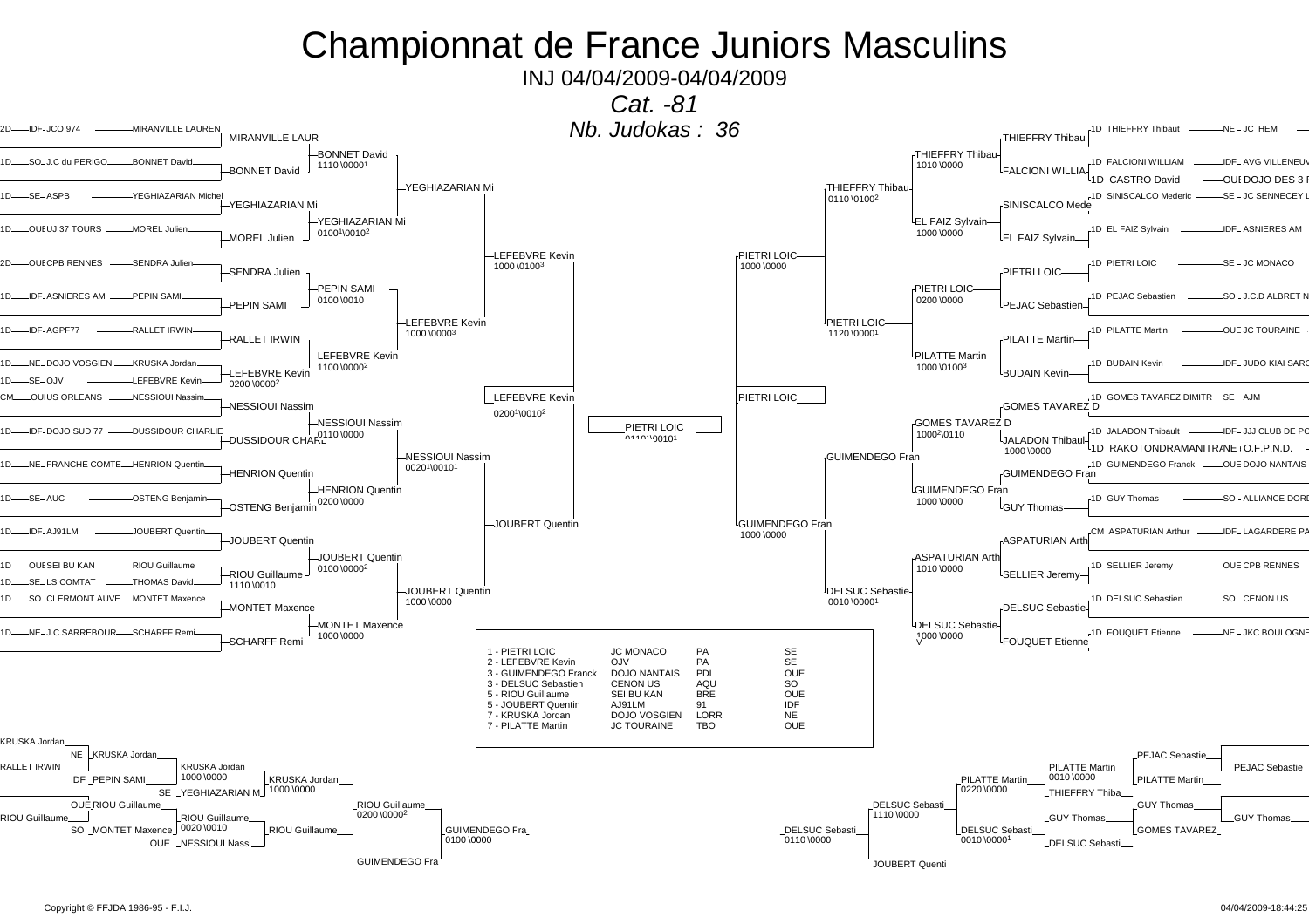# Championnat de France Juniors Masculins

INJ 04/04/2009-04/04/2009

*Cat. -81*

*Nb. Judokas : 36*

## Tableau principal (partie gauche)

| Grade | Ligue | Club | Judoka |
|---|---|---|---|
| 2D | IDF | JCO 974 | MIRANVILLE LAURENT |
| 1D | SO | J.C du PERIGO | BONNET David |
| 1D | SE | ASPB | YEGHIAZARIAN Michel |
| 1D | OUE | UJ 37 TOURS | MOREL Julien |
| 2D | OUE | CPB RENNES | SENDRA Julien |
| 1D | IDF | ASNIERES AM | PEPIN SAMI |
| 1D | IDF | AGPF77 | RALLET IRWIN |
| 1D | NE | DOJO VOSGIEN | KRUSKA Jordan |
| 1D | SE | OJV | LEFEBVRE Kevin |
| CM | OUE | US ORLEANS | NESSIOUI Nassim |
| 1D | IDF | DOJO SUD 77 | DUSSIDOUR CHARLIE |
| 1D | NE | FRANCHE COMTE | HENRION Quentin |
| 1D | SE | AUC | OSTENG Benjamin |
| 1D | IDF | AJ91LM | JOUBERT Quentin |
| 1D | OUE | SEI BU KAN | RIOU Guillaume |
| 1D | SE | LS COMTAT | THOMAS David |
| 1D | SO | CLERMONT AUVE | MONTET Maxence |
| 1D | NE | J.C.SARREBOUR | SCHARFF Remi |

MIRANVILLE LAUR — BONNET David : BONNET David 1110 \0000[1]

YEGHIAZARIAN Mi — MOREL Julien : YEGHIAZARIAN Mi 0100[1]\0010[2]

BONNET David — YEGHIAZARIAN Mi : YEGHIAZARIAN Mi

SENDRA Julien — PEPIN SAMI : PEPIN SAMI 0100 \0010

RALLET IRWIN — LEFEBVRE Kevin (LEFEBVRE Kevin bat KRUSKA Jordan 0200 \0000[2]) : LEFEBVRE Kevin 1100 \0000[2]

PEPIN SAMI — LEFEBVRE Kevin : LEFEBVRE Kevin 1000 \0000[3]

YEGHIAZARIAN Mi — LEFEBVRE Kevin : LEFEBVRE Kevin 1000 \0100[3]

NESSIOUI Nassim — DUSSIDOUR CHARL : NESSIOUI Nassim 0110 \0000

HENRION Quentin — OSTENG Benjamin : HENRION Quentin 0200 \0000

NESSIOUI Nassim — HENRION Quentin : NESSIOUI Nassim 0020[1]\0010[1]

JOUBERT Quentin — RIOU Guillaume (RIOU Guillaume bat THOMAS David 1110 \0010) : JOUBERT Quentin 0100 \0000[2]

MONTET Maxence — SCHARFF Remi : MONTET Maxence 1000 \0000

JOUBERT Quentin — MONTET Maxence : JOUBERT Quentin 1000 \0000

NESSIOUI Nassim — JOUBERT Quentin : JOUBERT Quentin

Demi-finale : LEFEBVRE Kevin 0200[1]\0010[2]

## Tableau principal (partie droite)

| Grade | Judoka | Ligue | Club |
|---|---|---|---|
| 1D | THIEFFRY Thibaut | NE | JC HEM |
| 1D | FALCIONI WILLIAM | IDF | AVG VILLENEUV |
| 1D | CASTRO David | OUE | DOJO DES 3 F |
| 1D | SINISCALCO Mederic | SE | JC SENNECEY L |
| 1D | EL FAIZ Sylvain | IDF | ASNIERES AM |
| 1D | PIETRI LOIC | SE | JC MONACO |
| 1D | PEJAC Sebastien | SO | J.C.D ALBRET N |
| 1D | PILATTE Martin | OUE | JC TOURAINE |
| 1D | BUDAIN Kevin | IDF | JUDO KIAI SARC |
| 1D | GOMES TAVAREZ DIMITR | SE | AJM |
| 1D | JALADON Thibault | IDF | JJJ CLUB DE PO |
| 1D | RAKOTONDRAMANITRA | NE | O.F.P.N.D. |
| 1D | GUIMENDEGO Franck | OUE | DOJO NANTAIS |
| 1D | GUY Thomas | SO | ALLIANCE DORD |
| CM | ASPATURIAN Arthur | IDF | LAGARDERE PA |
| 1D | SELLIER Jeremy | OUE | CPB RENNES |
| 1D | DELSUC Sebastien | SO | CENON US |
| 1D | FOUQUET Etienne | NE | JKC BOULOGNE |

THIEFFRY Thibau — FALCIONI WILLIA : THIEFFRY Thibau 1010 \0000

SINISCALCO Mede — EL FAIZ Sylvain : EL FAIZ Sylvain 1000 \0000

THIEFFRY Thibau — EL FAIZ Sylvain : THIEFFRY Thibau 0110 \0100[2]

PIETRI LOIC — PEJAC Sebastien : PIETRI LOIC 0200 \0000

PILATTE Martin — BUDAIN Kevin : PILATTE Martin 1000 \0100[3]

PIETRI LOIC — PILATTE Martin : PIETRI LOIC 1120 \0000[1]

THIEFFRY Thibau — PIETRI LOIC : PIETRI LOIC 1000 \0000

GOMES TAVAREZ D — JALADON Thibaul (JALADON Thibaul 1000 \0000) : GOMES TAVAREZ D 1000[2]\0110

GUIMENDEGO Fran — GUY Thomas : GUIMENDEGO Fran 1000 \0000

GOMES TAVAREZ D — GUIMENDEGO Fran : GUIMENDEGO Fran

ASPATURIAN Arth — SELLIER Jeremy : ASPATURIAN Arth 1010 \0000

DELSUC Sebastie — FOUQUET Etienne : DELSUC Sebastie 1000 \0000

ASPATURIAN Arth — DELSUC Sebastie : DELSUC Sebastie 0010 \0000[1]

GUIMENDEGO Fran — DELSUC Sebastie : GUIMENDEGO Fran 1000 \0000

Demi-finale : PIETRI LOIC

## Finale

LEFEBVRE Kevin — PIETRI LOIC : PIETRI LOIC 0110[1]\0010[1]

## Classement

| Rang | Judoka | Club | Comité | Ligue |
|---|---|---|---|---|
| 1 | PIETRI LOIC | JC MONACO | PA | SE |
| 2 | LEFEBVRE Kevin | OJV | PA | SE |
| 3 | GUIMENDEGO Franck | DOJO NANTAIS | PDL | OUE |
| 3 | DELSUC Sebastien | CENON US | AQU | SO |
| 5 | RIOU Guillaume | SEI BU KAN | BRE | OUE |
| 5 | JOUBERT Quentin | AJ91LM | 91 | IDF |
| 7 | KRUSKA Jordan | DOJO VOSGIEN | LORR | NE |
| 7 | PILATTE Martin | JC TOURAINE | TBO | OUE |

## Repêchages (gauche)

KRUSKA Jordan — RALLET IRWIN : KRUSKA Jordan (NE)

KRUSKA Jordan — PEPIN SAMI (IDF) : KRUSKA Jordan 1000 \0000

KRUSKA Jordan — YEGHIAZARIAN M (SE) : KRUSKA Jordan 1000 \0000

RIOU Guillaume (OUE) — RIOU Guillaume

RIOU Guillaume — MONTET Maxence (SO) : RIOU Guillaume 0020 \0010

RIOU Guillaume — NESSIOUI Nassi (OUE) : RIOU Guillaume

KRUSKA Jordan — RIOU Guillaume : RIOU Guillaume 0200 \0000[2]

RIOU Guillaume — GUIMENDEGO Fra : GUIMENDEGO Fra 0100 \0000

## Repêchages (droite)

PEJAC Sebastie — PILATTE Martin : PEJAC Sebastie

PILATTE Martin — THIEFFRY Thiba : PILATTE Martin 0010 \0000

PILATTE Martin : 0220 \0000

GUY Thomas — GOMES TAVAREZ : GUY Thomas

GUY Thomas — DELSUC Sebasti : DELSUC Sebasti 0010 \0000[1]

PILATTE Martin — DELSUC Sebasti : DELSUC Sebasti 1110 \0000

DELSUC Sebasti — JOUBERT Quenti : DELSUC Sebasti 0110 \0000

Copyright © FFJDA 1986-95 - F.I.J.

04/04/2009-18:44:25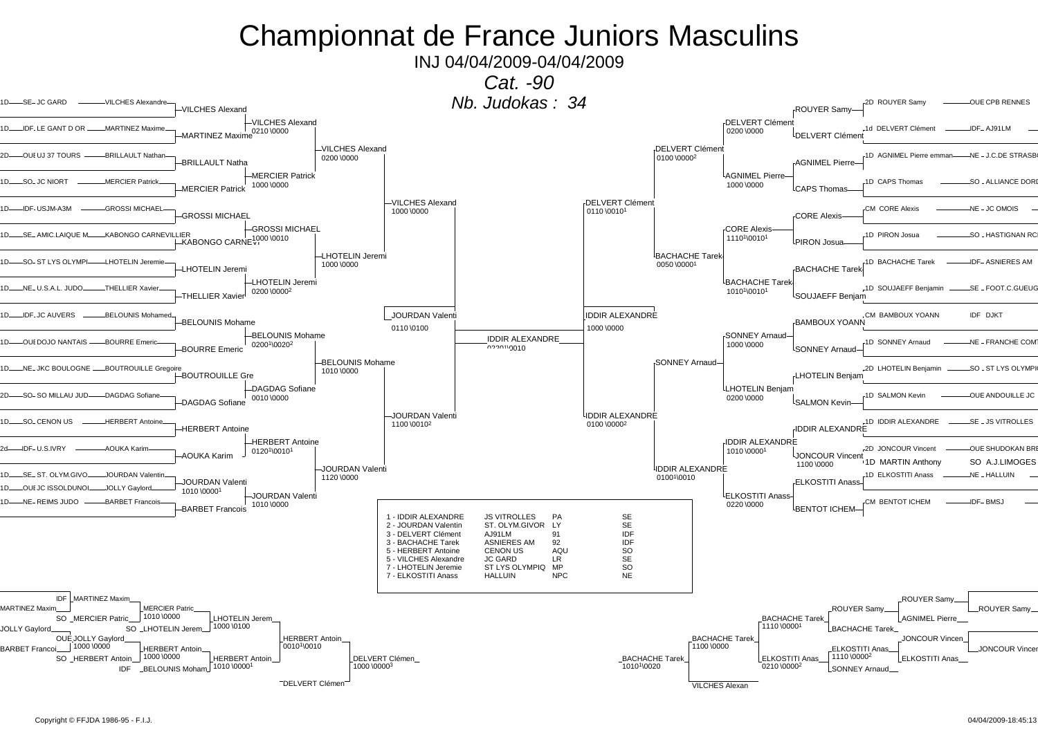# Championnat de France Juniors Masculins

INJ 04/04/2009-04/04/2009

*Cat. -90*

*Nb. Judokas : 34*

## Tableau gauche – Premier tour

| Grade | Ligue | Club | Judoka |
|---|---|---|---|
| 1D | SE | JC GARD | VILCHES Alexandre |
| 1D | IDF | LE GANT D OR | MARTINEZ Maxime |
| 2D | OUE | UJ 37 TOURS | BRILLAULT Nathan |
| 1D | SO | JC NIORT | MERCIER Patrick |
| 1D | IDF | USJM-A3M | GROSSI MICHAEL |
| 1D | SE | AMIC.LAIQUE M | KABONGO CARNEVILLIER |
| 1D | SO | ST LYS OLYMPI | LHOTELIN Jeremie |
| 1D | NE | U.S.A.L. JUDO | THELLIER Xavier |
| 1D | IDF | JC AUVERS | BELOUNIS Mohamed |
| 1D | OUE | DOJO NANTAIS | BOURRE Emeric |
| 1D | NE | JKC BOULOGNE | BOUTROUILLE Gregoire |
| 2D | SO | SO MILLAU JUD | DAGDAG Sofiane |
| 1D | SO | CENON US | HERBERT Antoine |
| 2d | IDF | U.S.IVRY | AOUKA Karim |
| 1D | SE | ST. OLYM.GIVO | JOURDAN Valentin |
| 1D | OUE | JC ISSOLDUNOI | JOLLY Gaylord |
| 1D | NE | REIMS JUDO | BARBET Francois |

Résultats (tableau gauche) :

- VILCHES Alexand – 0210 \0000 (vs MARTINEZ Maxime)
- MERCIER Patrick – 1000 \0000 (vs BRILLAULT Natha)
- VILCHES Alexand – 0200 \0000
- GROSSI MICHAEL – 1000 \0010 (vs KABONGO CARNEVI)
- LHOTELIN Jeremi – 0200 \0000² (vs THELLIER Xavier)
- LHOTELIN Jeremi – 1000 \0000
- VILCHES Alexand – 1000 \0000
- BELOUNIS Mohame – 0200¹\0020² (vs BOURRE Emeric)
- DAGDAG Sofiane – 0010 \0000 (vs BOUTROUILLE Gre)
- BELOUNIS Mohame – 1010 \0000
- JOURDAN Valenti – 1010 \0000¹ (vs JOLLY Gaylord)
- HERBERT Antoine – 0120¹\0010¹ (vs AOUKA Karim)
- JOURDAN Valenti – 1010 \0000 (vs BARBET Francois)
- JOURDAN Valenti – 1120 \0000
- JOURDAN Valenti – 1100 \0010²
- JOURDAN Valenti – 0110 \0100

## Tableau droit – Premier tour

| Grade | Judoka | Ligue | Club |
|---|---|---|---|
| 2D | ROUYER Samy | OUE | CPB RENNES |
| 1d | DELVERT Clément | IDF | AJ91LM |
| 1D | AGNIMEL Pierre emman | NE | J.C.DE STRASB |
| 1D | CAPS Thomas | SO | ALLIANCE DORD |
| CM | CORE Alexis | NE | JC OMOIS |
| 1D | PIRON Josua | SO | HASTIGNAN RC |
| 1D | BACHACHE Tarek | IDF | ASNIERES AM |
| 1D | SOUJAEFF Benjamin | SE | FOOT.C.GUEUG |
| CM | BAMBOUX YOANN | IDF | DJKT |
| 1D | SONNEY Arnaud | NE | FRANCHE COM |
| 2D | LHOTELIN Benjamin | SO | ST LYS OLYMPI |
| 1D | SALMON Kevin | OUE | ANDOUILLE JC |
| 1D | IDDIR ALEXANDRE | SE | JS VITROLLES |
| 2D | JONCOUR Vincent | OUE | SHUDOKAN BRE |
| 1D | MARTIN Anthony | SO | A.J.LIMOGES |
| 1D | ELKOSTITI Anass | NE | HALLUIN |
| CM | BENTOT ICHEM | IDF | BMSJ |

Résultats (tableau droit) :

- DELVERT Clément – 0200 \0000 (vs ROUYER Samy)
- AGNIMEL Pierre – 1000 \0000 (vs CAPS Thomas)
- DELVERT Clément – 0100 \0000²
- CORE Alexis – 1110¹\0010¹ (vs PIRON Josua)
- BACHACHE Tarek – 1010¹\0010¹ (vs SOUJAEFF Benjam)
- BACHACHE Tarek – 0050 \0000¹
- DELVERT Clément – 0110 \0010¹
- SONNEY Arnaud – 1000 \0000 (vs BAMBOUX YOANN)
- LHOTELIN Benjam – 0200 \0000 (vs SALMON Kevin)
- SONNEY Arnaud
- JONCOUR Vincent – 1100 \0000 (vs MARTIN Anthony)
- IDDIR ALEXANDRE – 1010 \0000¹ (vs JONCOUR Vincent)
- ELKOSTITI Anass – 0220 \0000 (vs BENTOT ICHEM)
- IDDIR ALEXANDRE – 0100¹\0010
- IDDIR ALEXANDRE – 0100 \0000²
- IDDIR ALEXANDRE – 1000 \0000

## Finale

JOURDAN Valenti – IDDIR ALEXANDRE : **IDDIR ALEXANDRE** 0220¹\0010

## Classement

| Place | Judoka | Club | Dép. | Ligue |
|---|---|---|---|---|
| 1 | IDDIR ALEXANDRE | JS VITROLLES | PA | SE |
| 2 | JOURDAN Valentin | ST. OLYM.GIVOR | LY | SE |
| 3 | DELVERT Clément | AJ91LM | 91 | IDF |
| 3 | BACHACHE Tarek | ASNIERES AM | 92 | IDF |
| 5 | HERBERT Antoine | CENON US | AQU | SO |
| 5 | VILCHES Alexandre | JC GARD | LR | SE |
| 7 | LHOTELIN Jeremie | ST LYS OLYMPIQ | MP | SO |
| 7 | ELKOSTITI Anass | HALLUIN | NPC | NE |

## Repêchages (gauche)

- MARTINEZ Maxim (IDF) vs JOLLY Gaylord (OUE) : JOLLY Gaylord 1000 \0000
- MERCIER Patric (SO) : 1010 \0000
- JOLLY Gaylord vs BARBET Francoi : HERBERT Antoin (SO) 1000 \0000
- LHOTELIN Jerem (SO) : 1000 \0100 (vs MERCIER Patric)
- HERBERT Antoin : 1010 \0000¹ (vs BELOUNIS Moham, IDF)
- HERBERT Antoin : 0010¹\0010 (vs LHOTELIN Jerem)
- DELVERT Clémen : 1000 \0000³ (vs HERBERT Antoin)

## Repêchages (droit)

- ROUYER Samy vs AGNIMEL Pierre : ROUYER Samy
- ROUYER Samy vs BACHACHE Tarek : BACHACHE Tarek 1110 \0000¹
- JONCOUR Vincen vs ELKOSTITI Anas : JONCOUR Vincen
- ELKOSTITI Anas : 1110 \0000² (vs SONNEY Arnaud)
- ELKOSTITI Anas : 0210 \0000²
- BACHACHE Tarek : 1100 \0000 (vs ELKOSTITI Anas)
- BACHACHE Tarek : 1010¹\0020 (vs VILCHES Alexan)

Copyright © FFJDA 1986-95 - F.I.J. 04/04/2009-18:45:13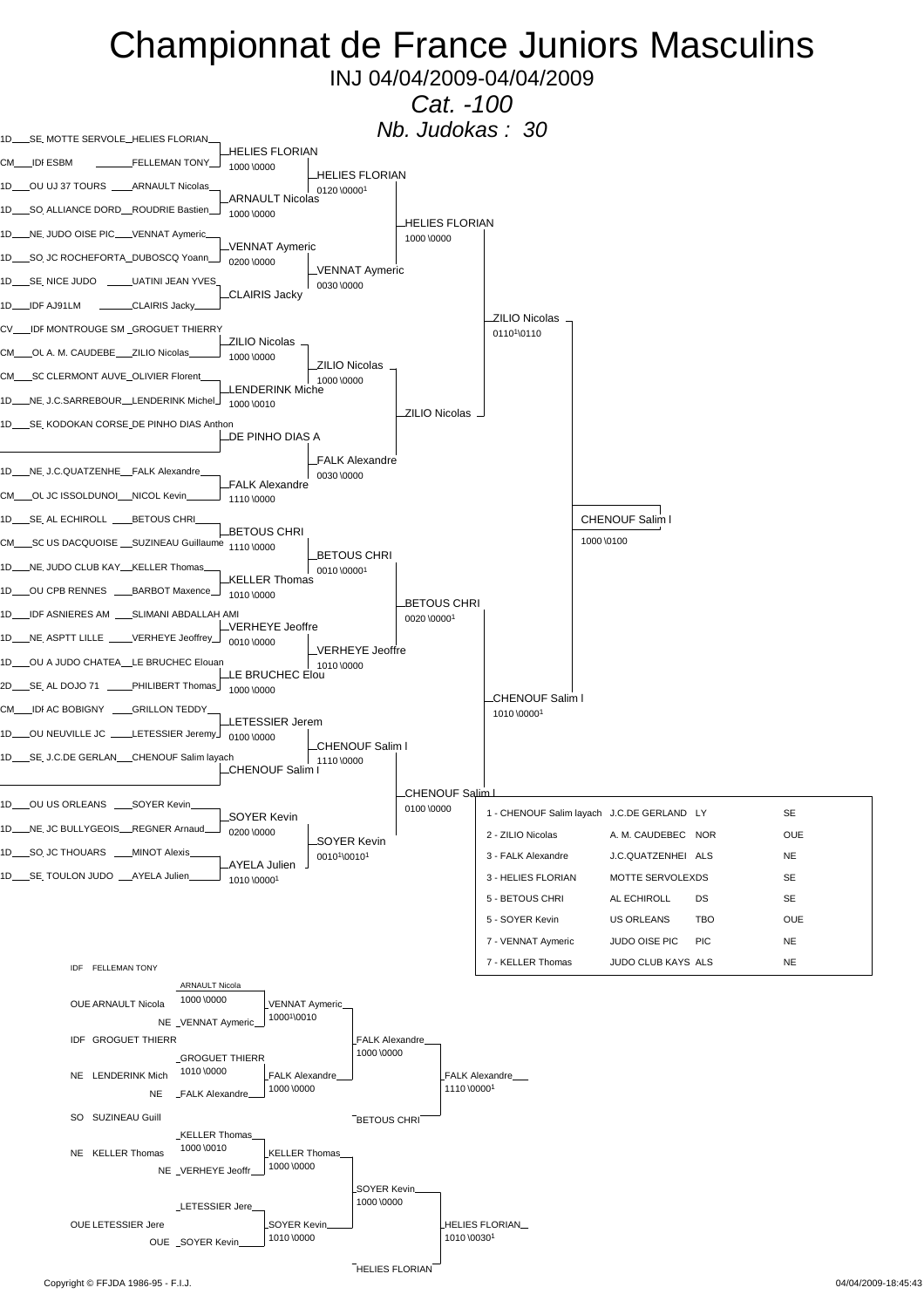# Championnat de France Juniors Masculins

INJ 04/04/2009-04/04/2009

*Cat. -100*

*Nb. Judokas : 30*

## Tableau principal

| Grade | Ligue | Club | Judoka |
| --- | --- | --- | --- |
| 1D | SE | MOTTE SERVOLE | HELIES FLORIAN |
| CM | IDF | ESBM | FELLEMAN TONY |
| 1D | OU | UJ 37 TOURS | ARNAULT Nicolas |
| 1D | SO | ALLIANCE DORD | ROUDRIE Bastien |
| 1D | NE | JUDO OISE PIC | VENNAT Aymeric |
| 1D | SO | JC ROCHEFORTA | DUBOSCQ Yoann |
| 1D | SE | NICE JUDO | UATINI JEAN YVES |
| 1D | IDF | AJ91LM | CLAIRIS Jacky |
| CV | IDF | MONTROUGE SM | GROGUET THIERRY |
| CM | OU | A. M. CAUDEBE | ZILIO Nicolas |
| CM | SO | CLERMONT AUVE | OLIVIER Florent |
| 1D | NE | J.C.SARREBOUR | LENDERINK Michel |
| 1D | SE | KODOKAN CORSE | DE PINHO DIAS Anthon |
| | | | |
| 1D | NE | J.C.QUATZENHE | FALK Alexandre |
| CM | OU | JC ISSOLDUNOI | NICOL Kevin |
| 1D | SE | AL ECHIROLL | BETOUS CHRI |
| CM | SO | US DACQUOISE | SUZINEAU Guillaume |
| 1D | NE | JUDO CLUB KAY | KELLER Thomas |
| 1D | OU | CPB RENNES | BARBOT Maxence |
| 1D | IDF | ASNIERES AM | SLIMANI ABDALLAH AMI |
| 1D | NE | ASPTT LILLE | VERHEYE Jeoffrey |
| 1D | OU | A JUDO CHATEA | LE BRUCHEC Elouan |
| 2D | SE | AL DOJO 71 | PHILIBERT Thomas |
| CM | IDF | AC BOBIGNY | GRILLON TEDDY |
| 1D | OU | NEUVILLE JC | LETESSIER Jeremy |
| 1D | SE | J.C.DE GERLAN | CHENOUF Salim layach |
| | | | |
| 1D | OU | US ORLEANS | SOYER Kevin |
| 1D | NE | JC BULLYGEOIS | REGNER Arnaud |
| 1D | SO | JC THOUARS | MINOT Alexis |
| 1D | SE | TOULON JUDO | AYELA Julien |

### Tour 1

- HELIES FLORIAN 1000 \0000
- ARNAULT Nicolas 1000 \0000
- VENNAT Aymeric 0200 \0000
- CLAIRIS Jacky
- ZILIO Nicolas 1000 \0000
- LENDERINK Miche 1000 \0010
- DE PINHO DIAS A
- FALK Alexandre 1110 \0000
- BETOUS CHRI 1110 \0000
- KELLER Thomas 1010 \0000
- VERHEYE Jeoffre 0010 \0000
- LE BRUCHEC Elou 1000 \0000
- LETESSIER Jerem 0100 \0000
- CHENOUF Salim l
- SOYER Kevin 0200 \0000
- AYELA Julien 1010 \0000[1]

### Tour 2

- HELIES FLORIAN 0120 \0000[1]
- VENNAT Aymeric 0030 \0000
- ZILIO Nicolas 1000 \0000
- FALK Alexandre 0030 \0000
- BETOUS CHRI 0010 \0000[1]
- VERHEYE Jeoffre 1010 \0000
- CHENOUF Salim l 1110 \0000
- SOYER Kevin 0010[1]\0010[1]

### Quarts de finale

- HELIES FLORIAN 1000 \0000
- ZILIO Nicolas
- BETOUS CHRI 0020 \0000[1]
- CHENOUF Salim l 0100 \0000

### Demi-finales

- ZILIO Nicolas 0110[1]\0110
- CHENOUF Salim l 1010 \0000[1]

### Finale

- CHENOUF Salim l 1000 \0100

## Classement

| Place | Judoka | Club | Dép. | Ligue |
| --- | --- | --- | --- | --- |
| 1 | CHENOUF Salim layach | J.C.DE GERLAND | LY | SE |
| 2 | ZILIO Nicolas | A. M. CAUDEBEC | NOR | OUE |
| 3 | FALK Alexandre | J.C.QUATZENHEI | ALS | NE |
| 3 | HELIES FLORIAN | MOTTE SERVOLEX | DS | SE |
| 5 | BETOUS CHRI | AL ECHIROLL | DS | SE |
| 5 | SOYER Kevin | US ORLEANS | TBO | OUE |
| 7 | VENNAT Aymeric | JUDO OISE PIC | PIC | NE |
| 7 | KELLER Thomas | JUDO CLUB KAYS | ALS | NE |

## Repêchages

IDF FELLEMAN TONY

- OUE ARNAULT Nicola / NE VENNAT Aymeric → ARNAULT Nicola 1000 \0000
- ARNAULT Nicola / VENNAT Aymeric → VENNAT Aymeric 1000[1]\0010
- IDF GROGUET THIERR / NE LENDERINK Mich → GROGUET THIERR 1010 \0000
- GROGUET THIERR / NE FALK Alexandre → FALK Alexandre 1000 \0000
- VENNAT Aymeric / FALK Alexandre → FALK Alexandre 1000 \0000
- FALK Alexandre / BETOUS CHRI → FALK Alexandre 1110 \0000[1]
- SO SUZINEAU Guill / NE KELLER Thomas → KELLER Thomas 1000 \0010
- KELLER Thomas / NE VERHEYE Jeoffr → KELLER Thomas 1000 \0000
- OUE LETESSIER Jere → LETESSIER Jere
- LETESSIER Jere / OUE SOYER Kevin → SOYER Kevin 1010 \0000
- KELLER Thomas / SOYER Kevin → SOYER Kevin 1000 \0000
- SOYER Kevin / HELIES FLORIAN → HELIES FLORIAN 1010 \0030[1]

Copyright © FFJDA 1986-95 - F.I.J.

04/04/2009-18:45:43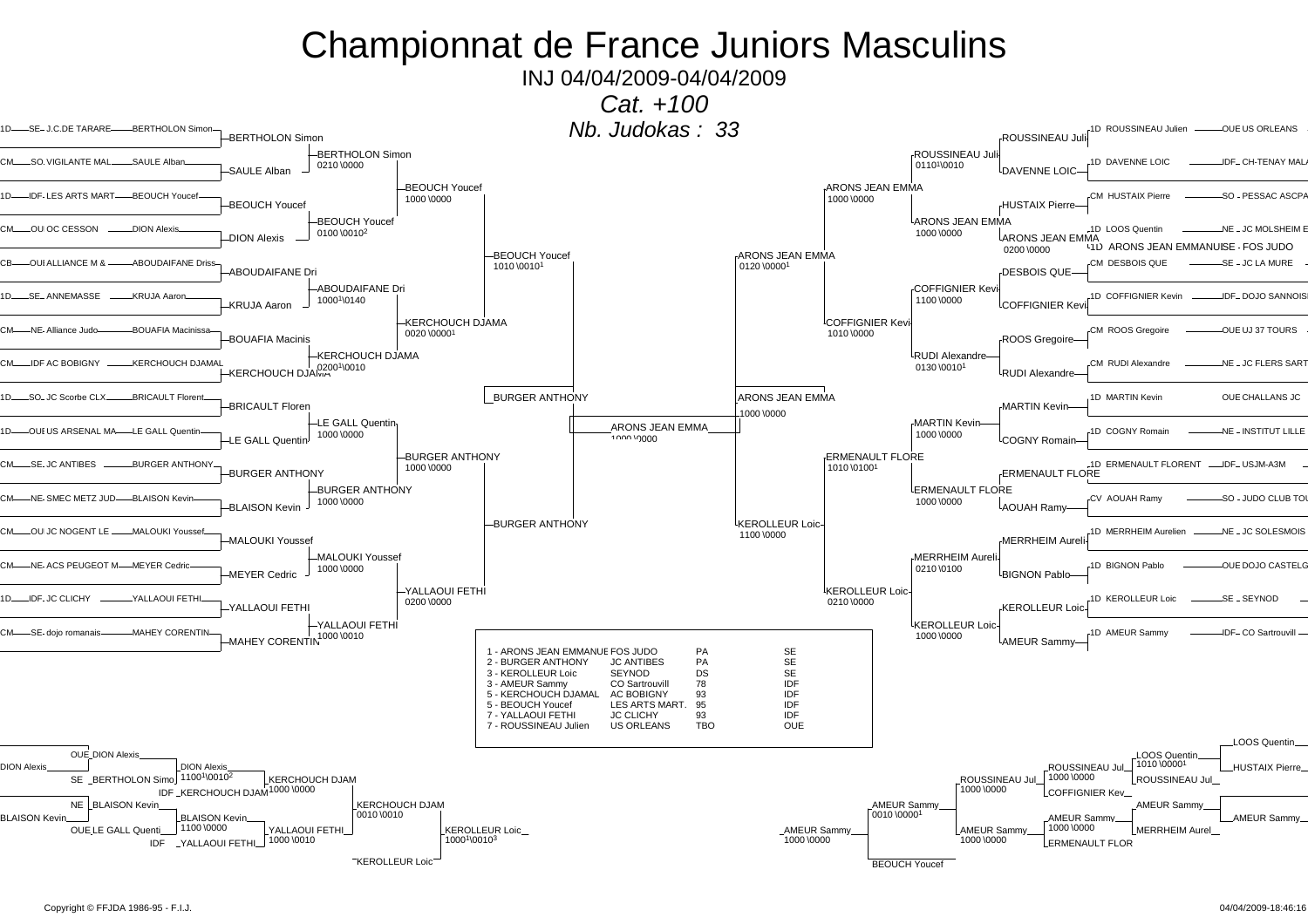# Championnat de France Juniors Masculins

INJ 04/04/2009-04/04/2009

*Cat. +100*

*Nb. Judokas : 33*

## Tableau principal — partie gauche

| Grade | Ligue | Club | Judoka |
|---|---|---|---|
| 1D | SE | J.C.DE TARARE | BERTHOLON Simon |
| CM | SO | VIGILANTE MAL | SAULE Alban |
| 1D | IDF | LES ARTS MART | BEOUCH Youcef |
| CM | OU | OC CESSON | DION Alexis |
| CB | OU | ALLIANCE M & | ABOUDAIFANE Driss |
| 1D | SE | ANNEMASSE | KRUJA Aaron |
| CM | NE | Alliance Judo | BOUAFIA Macinissa |
| CM | IDF | AC BOBIGNY | KERCHOUCH DJAMAL |
| 1D | SO | JC Scorbe CLX | BRICAULT Florent |
| 1D | OU | US ARSENAL MA | LE GALL Quentin |
| CM | SE | JC ANTIBES | BURGER ANTHONY |
| CM | NE | SMEC METZ JUD | BLAISON Kevin |
| CM | OU | JC NOGENT LE | MALOUKI Youssef |
| CM | NE | ACS PEUGEOT M | MEYER Cedric |
| 1D | IDF | JC CLICHY | YALLAOUI FETHI |
| CM | SE | dojo romanais | MAHEY CORENTIN |

Premier tour : BERTHOLON Simon, SAULE Alban, BEOUCH Youcef, DION Alexis, ABOUDAIFANE Dri, KRUJA Aaron, BOUAFIA Macinis, KERCHOUCH DJAMA, BRICAULT Floren, LE GALL Quentin, BURGER ANTHONY, BLAISON Kevin, MALOUKI Youssef, MEYER Cedric, YALLAOUI FETHI, MAHEY CORENTIN

Deuxième tour :
- BERTHOLON Simon 0210 \0000
- BEOUCH Youcef 0100 \0010²
- ABOUDAIFANE Dri 1000¹\0140
- KERCHOUCH DJAMA 0200¹\0010
- LE GALL Quentin 1000 \0000
- BURGER ANTHONY 1000 \0000
- MALOUKI Youssef 1000 \0000
- YALLAOUI FETHI 1000 \0010

Huitièmes :
- BEOUCH Youcef 1000 \0000
- KERCHOUCH DJAMA 0020 \0000¹
- BURGER ANTHONY 1000 \0000
- YALLAOUI FETHI 0200 \0000

Quarts :
- BEOUCH Youcef 1010 \0010¹
- BURGER ANTHONY

Demi-finale : BURGER ANTHONY

Finale : ARONS JEAN EMMA 1000 \0000

## Tableau principal — partie droite

| Judoka | Grade | Club | Ligue |
|---|---|---|---|
| ROUSSINEAU Julien | 1D | US ORLEANS | OUE |
| DAVENNE LOIC | 1D | CH-TENAY MALA | IDF |
| HUSTAIX Pierre | CM | PESSAC ASCPA | SO |
| LOOS Quentin | 1D | JC MOLSHEIM E | NE |
| ARONS JEAN EMMANUEL | 1D | FOS JUDO | SE |
| DESBOIS QUE | CM | JC LA MURE | SE |
| COFFIGNIER Kevin | 1D | DOJO SANNOIS | IDF |
| ROOS Gregoire | CM | UJ 37 TOURS | OUE |
| RUDI Alexandre | CM | JC FLERS SART | NE |
| MARTIN Kevin | 1D | CHALLANS JC | OUE |
| COGNY Romain | 1D | INSTITUT LILLE | NE |
| ERMENAULT FLORENT | 1D | USJM-A3M | IDF |
| AOUAH Ramy | CV | JUDO CLUB TOU | SO |
| MERRHEIM Aurelien | 1D | JC SOLESMOIS | NE |
| BIGNON Pablo | 1D | DOJO CASTELG | OUE |
| KEROLLEUR Loic | 1D | SEYNOD | SE |
| AMEUR Sammy | 1D | CO Sartrouvill | IDF |

Tour préliminaire : ARONS JEAN EMMA 0200 \0000

Deuxième tour :
- ROUSSINEAU Juli 0110¹\0010
- ARONS JEAN EMMA 1000 \0000
- COFFIGNIER Kevi 1100 \0000
- RUDI Alexandre 0130 \0010¹
- MARTIN Kevin 1000 \0000
- ERMENAULT FLORE 1000 \0000
- MERRHEIM Aureli 0210 \0100
- KEROLLEUR Loic 1000 \0000

Huitièmes :
- ARONS JEAN EMMA 1000 \0000
- COFFIGNIER Kevi 1010 \0000
- ERMENAULT FLORE 1010 \0100¹
- KEROLLEUR Loic 0210 \0000

Quarts :
- ARONS JEAN EMMA 0120 \0000¹
- KEROLLEUR Loic 1100 \0000

Demi-finale : ARONS JEAN EMMA 1000 \0000

## Classement

| Place | Judoka | Club | Dép. | Ligue |
|---|---|---|---|---|
| 1 | ARONS JEAN EMMANUE | FOS JUDO | PA | SE |
| 2 | BURGER ANTHONY | JC ANTIBES | PA | SE |
| 3 | KEROLLEUR Loic | SEYNOD | DS | SE |
| 3 | AMEUR Sammy | CO Sartrouvill | 78 | IDF |
| 5 | KERCHOUCH DJAMAL | AC BOBIGNY | 93 | IDF |
| 5 | BEOUCH Youcef | LES ARTS MART. | 95 | IDF |
| 7 | YALLAOUI FETHI | JC CLICHY | 93 | IDF |
| 7 | ROUSSINEAU Julien | US ORLEANS | TBO | OUE |

## Repêchages — gauche

- DION Alexis (OUE) bat BERTHOLON Simo (SE) : DION Alexis 1100¹\0010²
- DION Alexis vs KERCHOUCH DJAM (IDF) : KERCHOUCH DJAM 1000 \0000
- BLAISON Kevin (NE) bat LE GALL Quenti (OUE) : BLAISON Kevin 1100 \0000
- BLAISON Kevin vs YALLAOUI FETHI (IDF) : YALLAOUI FETHI 1000 \0010
- KERCHOUCH DJAM 0010 \0010 vs YALLAOUI FETHI
- KEROLLEUR Loic 1000¹\0010³ vs KERCHOUCH DJAM → KEROLLEUR Loic

## Repêchages — droite

- LOOS Quentin 1010 \0000¹ vs HUSTAIX Pierre
- ROUSSINEAU Jul 1000 \0000 vs COFFIGNIER Kev
- ROUSSINEAU Jul 1000 \0000
- AMEUR Sammy vs MERRHEIM Aurel
- AMEUR Sammy 1000 \0000 vs ERMENAULT FLOR
- AMEUR Sammy 1000 \0000
- AMEUR Sammy 0010 \0000¹
- AMEUR Sammy 1000 \0000 vs BEOUCH Youcef

Copyright © FFJDA 1986-95 - F.I.J.

04/04/2009-18:46:16